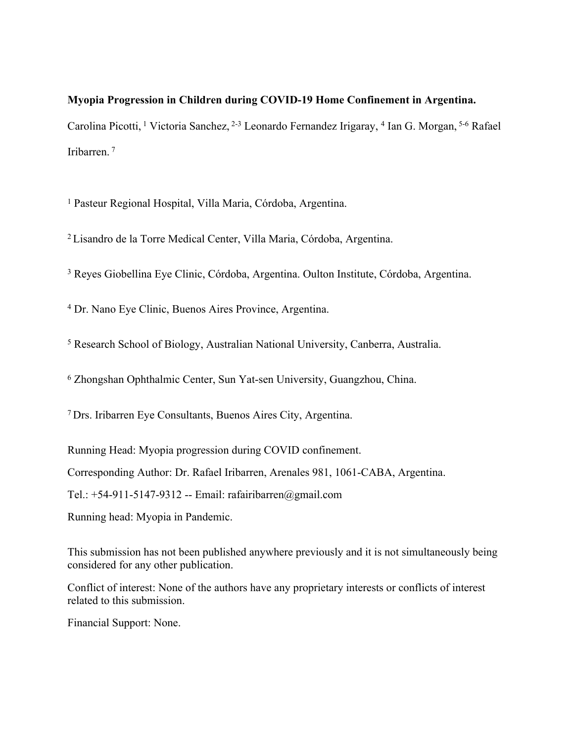**Myopia Progression in Children during COVID-19 Home Confinement in Argentina.**

Carolina Picotti, [1] Victoria Sanchez, [2-3] Leonardo Fernandez Irigaray, [4] Ian G. Morgan, [5-6] Rafael Iribarren. [7]

[1] Pasteur Regional Hospital, Villa Maria, Córdoba, Argentina.

[2] Lisandro de la Torre Medical Center, Villa Maria, Córdoba, Argentina.

[3] Reyes Giobellina Eye Clinic, Córdoba, Argentina. Oulton Institute, Córdoba, Argentina.

[4] Dr. Nano Eye Clinic, Buenos Aires Province, Argentina.

[5] Research School of Biology, Australian National University, Canberra, Australia.

[6] Zhongshan Ophthalmic Center, Sun Yat-sen University, Guangzhou, China.

[7] Drs. Iribarren Eye Consultants, Buenos Aires City, Argentina.

Running Head: Myopia progression during COVID confinement.

Corresponding Author: Dr. Rafael Iribarren, Arenales 981, 1061-CABA, Argentina.

Tel.: +54-911-5147-9312 -- Email: rafairibarren@gmail.com

Running head: Myopia in Pandemic.

This submission has not been published anywhere previously and it is not simultaneously being considered for any other publication.

Conflict of interest: None of the authors have any proprietary interests or conflicts of interest related to this submission.

Financial Support: None.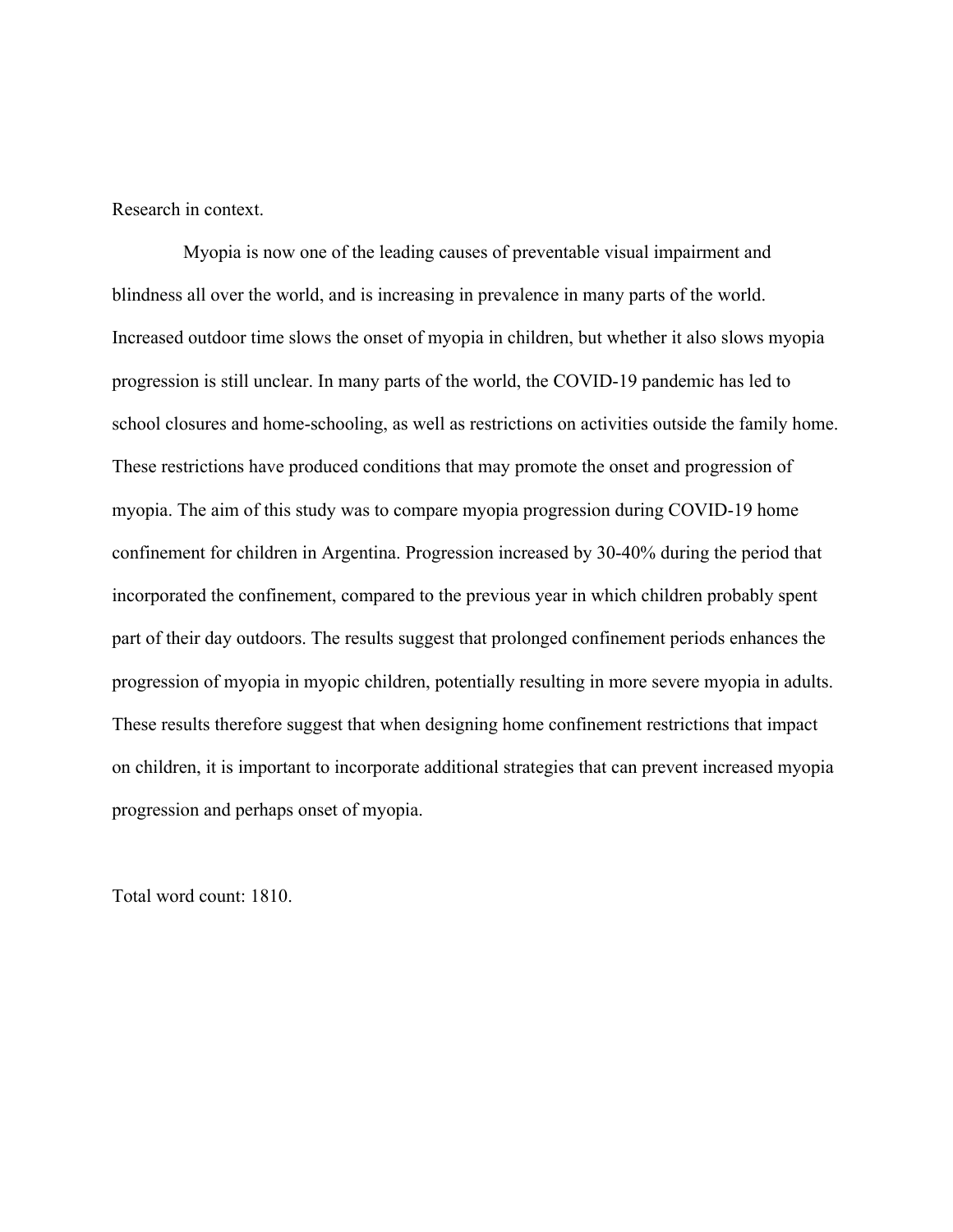Research in context.

Myopia is now one of the leading causes of preventable visual impairment and blindness all over the world, and is increasing in prevalence in many parts of the world. Increased outdoor time slows the onset of myopia in children, but whether it also slows myopia progression is still unclear. In many parts of the world, the COVID-19 pandemic has led to school closures and home-schooling, as well as restrictions on activities outside the family home. These restrictions have produced conditions that may promote the onset and progression of myopia. The aim of this study was to compare myopia progression during COVID-19 home confinement for children in Argentina. Progression increased by 30-40% during the period that incorporated the confinement, compared to the previous year in which children probably spent part of their day outdoors. The results suggest that prolonged confinement periods enhances the progression of myopia in myopic children, potentially resulting in more severe myopia in adults. These results therefore suggest that when designing home confinement restrictions that impact on children, it is important to incorporate additional strategies that can prevent increased myopia progression and perhaps onset of myopia.

Total word count: 1810.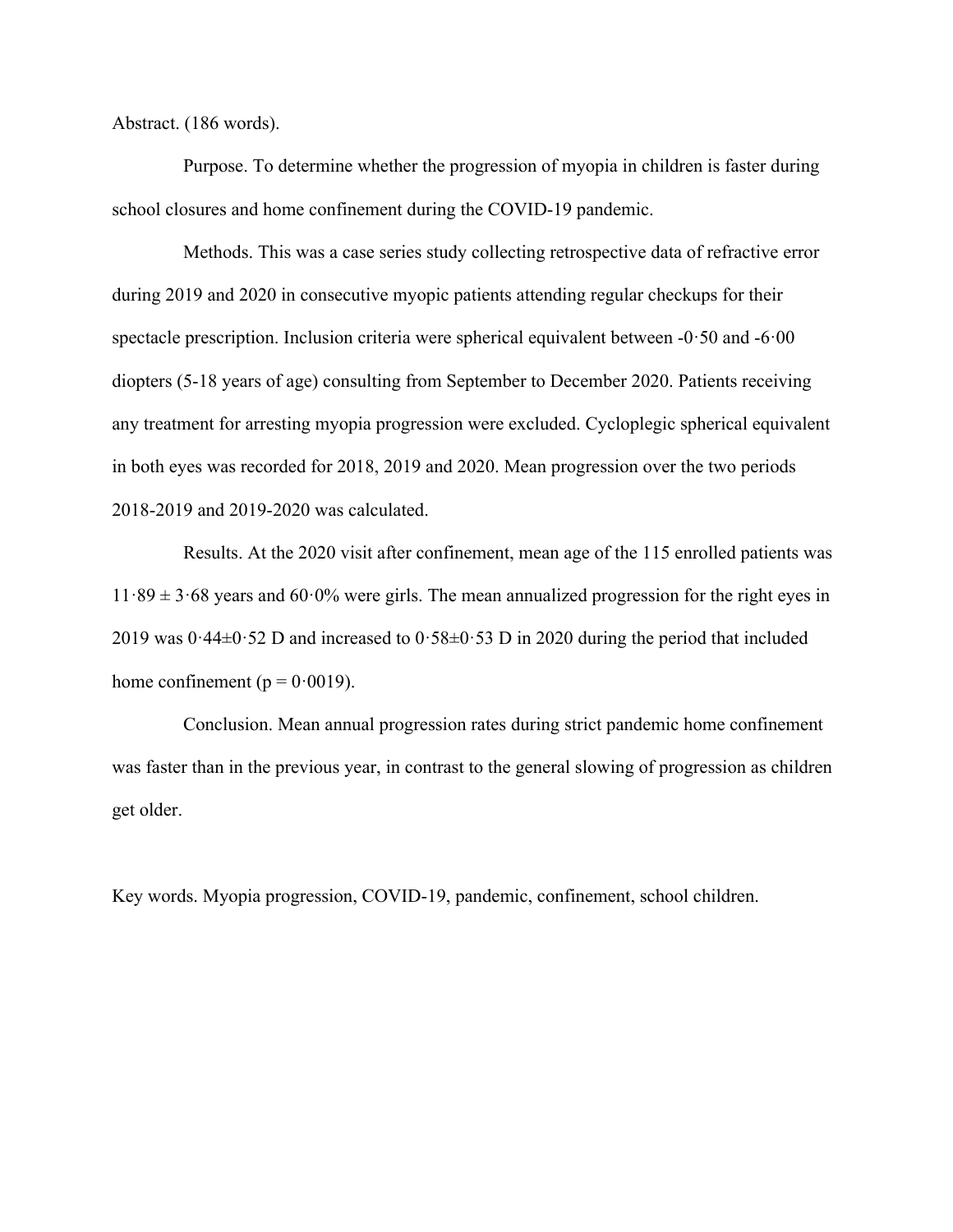Abstract. (186 words).

Purpose. To determine whether the progression of myopia in children is faster during school closures and home confinement during the COVID-19 pandemic.

Methods. This was a case series study collecting retrospective data of refractive error during 2019 and 2020 in consecutive myopic patients attending regular checkups for their spectacle prescription. Inclusion criteria were spherical equivalent between -0·50 and -6·00 diopters (5-18 years of age) consulting from September to December 2020. Patients receiving any treatment for arresting myopia progression were excluded. Cycloplegic spherical equivalent in both eyes was recorded for 2018, 2019 and 2020. Mean progression over the two periods 2018-2019 and 2019-2020 was calculated.

Results. At the 2020 visit after confinement, mean age of the 115 enrolled patients was 11·89 ± 3·68 years and 60·0% were girls. The mean annualized progression for the right eyes in 2019 was 0·44±0·52 D and increased to 0·58±0·53 D in 2020 during the period that included home confinement ($p = 0·0019$).

Conclusion. Mean annual progression rates during strict pandemic home confinement was faster than in the previous year, in contrast to the general slowing of progression as children get older.

Key words. Myopia progression, COVID-19, pandemic, confinement, school children.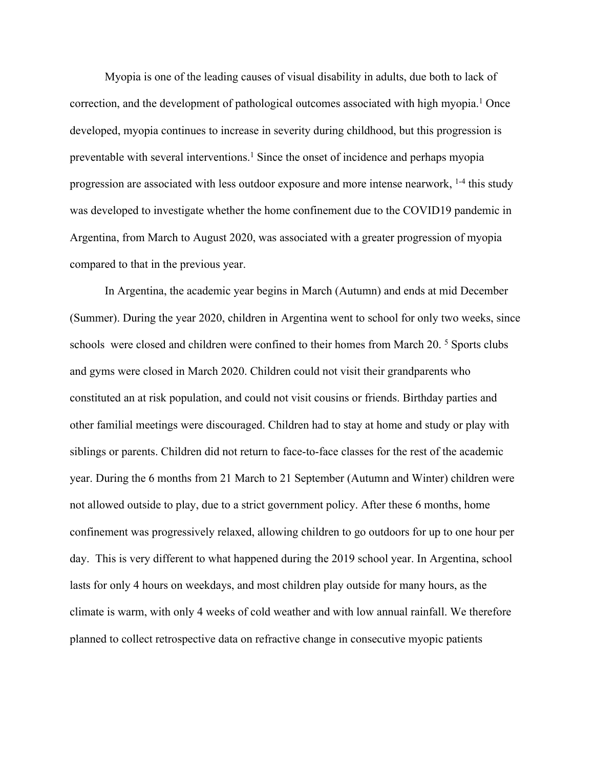Myopia is one of the leading causes of visual disability in adults, due both to lack of correction, and the development of pathological outcomes associated with high myopia.[1] Once developed, myopia continues to increase in severity during childhood, but this progression is preventable with several interventions.[1] Since the onset of incidence and perhaps myopia progression are associated with less outdoor exposure and more intense nearwork, [1-4] this study was developed to investigate whether the home confinement due to the COVID19 pandemic in Argentina, from March to August 2020, was associated with a greater progression of myopia compared to that in the previous year.

In Argentina, the academic year begins in March (Autumn) and ends at mid December (Summer). During the year 2020, children in Argentina went to school for only two weeks, since schools were closed and children were confined to their homes from March 20. [5] Sports clubs and gyms were closed in March 2020. Children could not visit their grandparents who constituted an at risk population, and could not visit cousins or friends. Birthday parties and other familial meetings were discouraged. Children had to stay at home and study or play with siblings or parents. Children did not return to face-to-face classes for the rest of the academic year. During the 6 months from 21 March to 21 September (Autumn and Winter) children were not allowed outside to play, due to a strict government policy. After these 6 months, home confinement was progressively relaxed, allowing children to go outdoors for up to one hour per day. This is very different to what happened during the 2019 school year. In Argentina, school lasts for only 4 hours on weekdays, and most children play outside for many hours, as the climate is warm, with only 4 weeks of cold weather and with low annual rainfall. We therefore planned to collect retrospective data on refractive change in consecutive myopic patients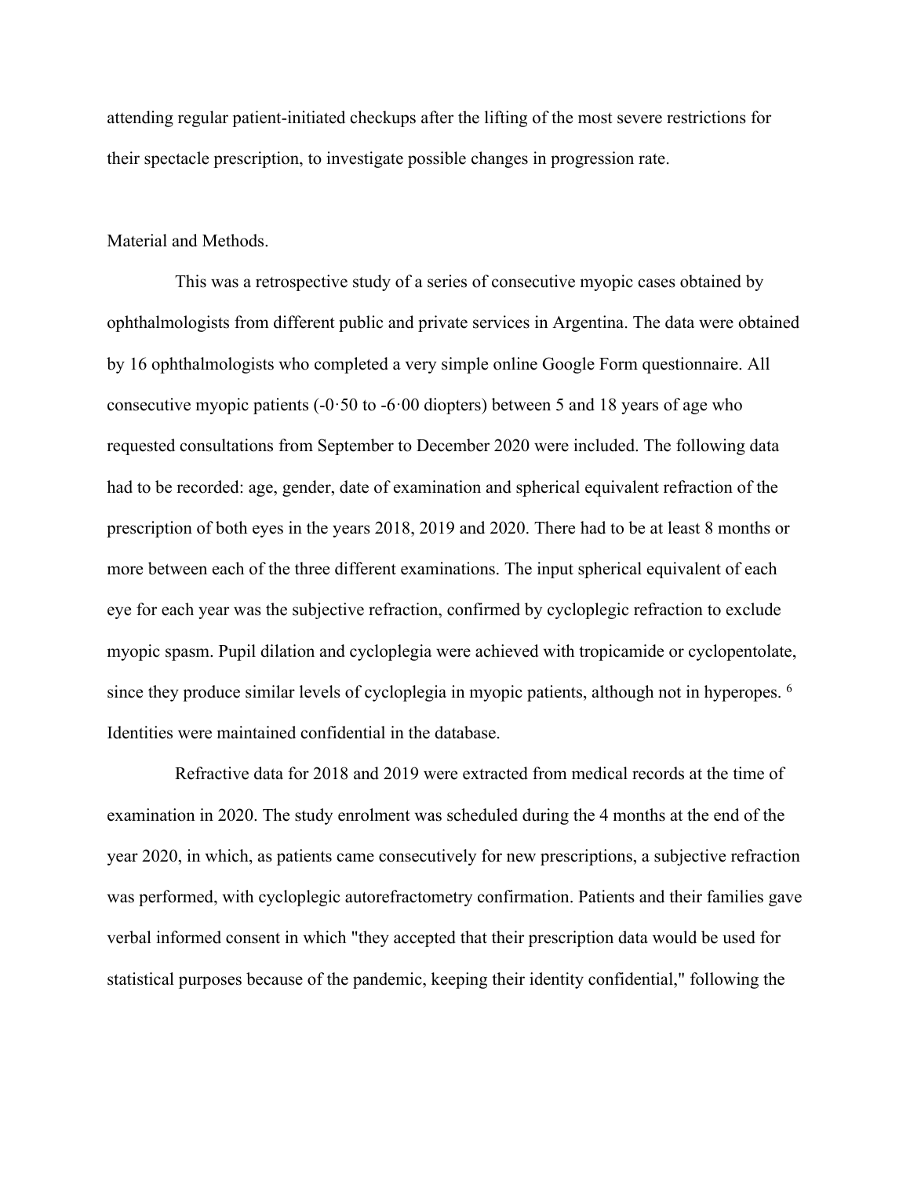attending regular patient-initiated checkups after the lifting of the most severe restrictions for their spectacle prescription, to investigate possible changes in progression rate.

## Material and Methods.

This was a retrospective study of a series of consecutive myopic cases obtained by ophthalmologists from different public and private services in Argentina. The data were obtained by 16 ophthalmologists who completed a very simple online Google Form questionnaire. All consecutive myopic patients (-0·50 to -6·00 diopters) between 5 and 18 years of age who requested consultations from September to December 2020 were included. The following data had to be recorded: age, gender, date of examination and spherical equivalent refraction of the prescription of both eyes in the years 2018, 2019 and 2020. There had to be at least 8 months or more between each of the three different examinations. The input spherical equivalent of each eye for each year was the subjective refraction, confirmed by cycloplegic refraction to exclude myopic spasm. Pupil dilation and cycloplegia were achieved with tropicamide or cyclopentolate, since they produce similar levels of cycloplegia in myopic patients, although not in hyperopes. [6] Identities were maintained confidential in the database.

Refractive data for 2018 and 2019 were extracted from medical records at the time of examination in 2020. The study enrolment was scheduled during the 4 months at the end of the year 2020, in which, as patients came consecutively for new prescriptions, a subjective refraction was performed, with cycloplegic autorefractometry confirmation. Patients and their families gave verbal informed consent in which "they accepted that their prescription data would be used for statistical purposes because of the pandemic, keeping their identity confidential," following the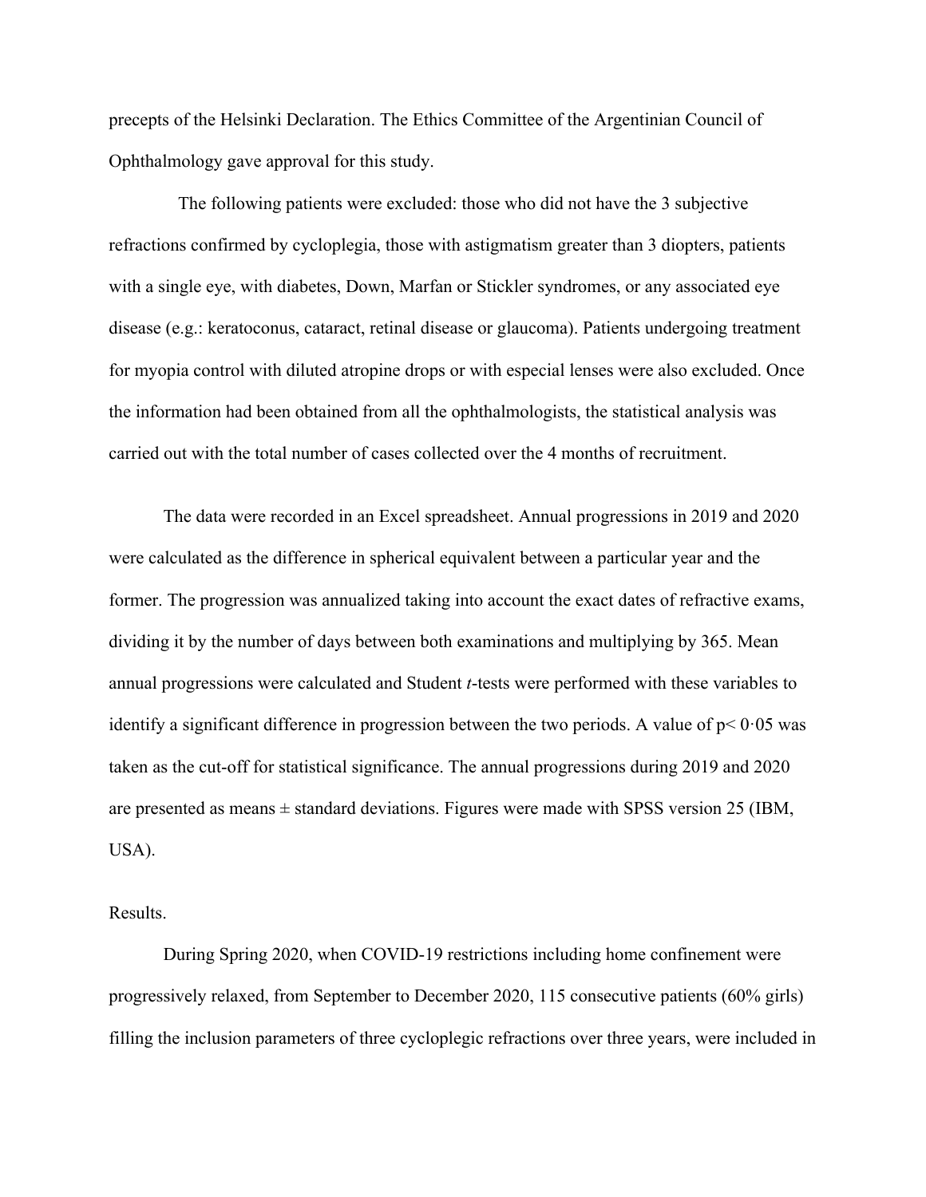precepts of the Helsinki Declaration. The Ethics Committee of the Argentinian Council of Ophthalmology gave approval for this study.

The following patients were excluded: those who did not have the 3 subjective refractions confirmed by cycloplegia, those with astigmatism greater than 3 diopters, patients with a single eye, with diabetes, Down, Marfan or Stickler syndromes, or any associated eye disease (e.g.: keratoconus, cataract, retinal disease or glaucoma). Patients undergoing treatment for myopia control with diluted atropine drops or with especial lenses were also excluded. Once the information had been obtained from all the ophthalmologists, the statistical analysis was carried out with the total number of cases collected over the 4 months of recruitment.

The data were recorded in an Excel spreadsheet. Annual progressions in 2019 and 2020 were calculated as the difference in spherical equivalent between a particular year and the former. The progression was annualized taking into account the exact dates of refractive exams, dividing it by the number of days between both examinations and multiplying by 365. Mean annual progressions were calculated and Student *t*-tests were performed with these variables to identify a significant difference in progression between the two periods. A value of $p < 0{\cdot}05$ was taken as the cut-off for statistical significance. The annual progressions during 2019 and 2020 are presented as means ± standard deviations. Figures were made with SPSS version 25 (IBM, USA).

Results.

During Spring 2020, when COVID-19 restrictions including home confinement were progressively relaxed, from September to December 2020, 115 consecutive patients (60% girls) filling the inclusion parameters of three cycloplegic refractions over three years, were included in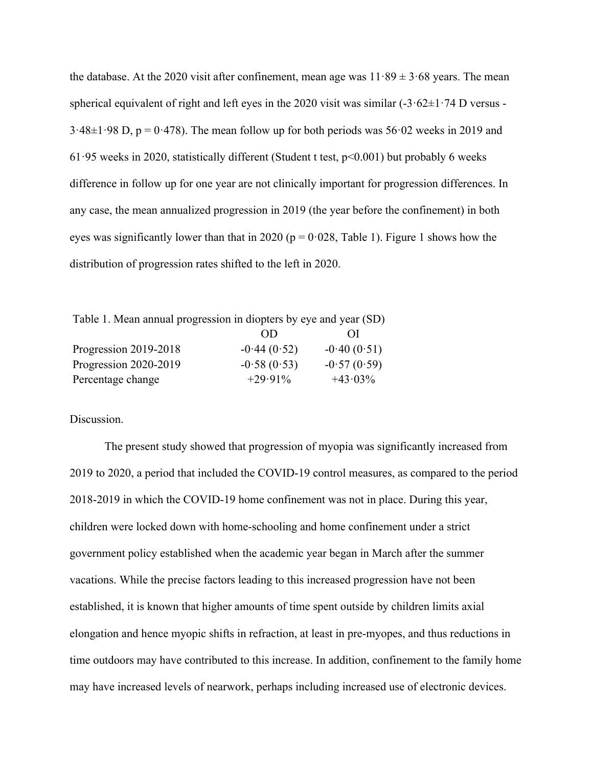the database. At the 2020 visit after confinement, mean age was 11·89 ± 3·68 years. The mean spherical equivalent of right and left eyes in the 2020 visit was similar (-3·62±1·74 D versus -3·48±1·98 D, p = 0·478). The mean follow up for both periods was 56·02 weeks in 2019 and 61·95 weeks in 2020, statistically different (Student t test, p<0.001) but probably 6 weeks difference in follow up for one year are not clinically important for progression differences. In any case, the mean annualized progression in 2019 (the year before the confinement) in both eyes was significantly lower than that in 2020 (p = 0·028, Table 1). Figure 1 shows how the distribution of progression rates shifted to the left in 2020.

Table 1. Mean annual progression in diopters by eye and year (SD)

| | OD | OI |
|---|---|---|
| Progression 2019-2018 | -0·44 (0·52) | -0·40 (0·51) |
| Progression 2020-2019 | -0·58 (0·53) | -0·57 (0·59) |
| Percentage change | +29·91% | +43·03% |

Discussion.

The present study showed that progression of myopia was significantly increased from 2019 to 2020, a period that included the COVID-19 control measures, as compared to the period 2018-2019 in which the COVID-19 home confinement was not in place. During this year, children were locked down with home-schooling and home confinement under a strict government policy established when the academic year began in March after the summer vacations. While the precise factors leading to this increased progression have not been established, it is known that higher amounts of time spent outside by children limits axial elongation and hence myopic shifts in refraction, at least in pre-myopes, and thus reductions in time outdoors may have contributed to this increase. In addition, confinement to the family home may have increased levels of nearwork, perhaps including increased use of electronic devices.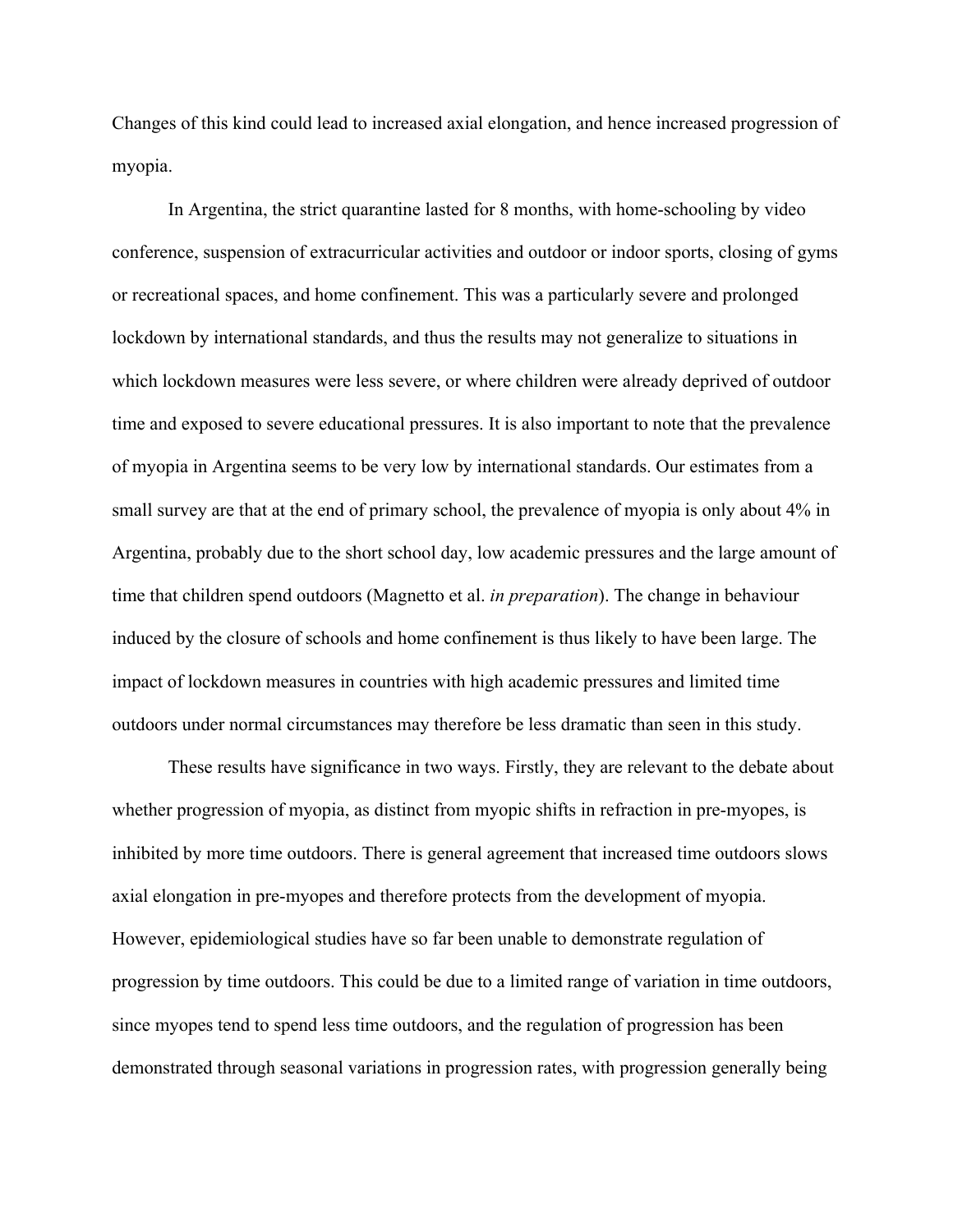Changes of this kind could lead to increased axial elongation, and hence increased progression of myopia.

In Argentina, the strict quarantine lasted for 8 months, with home-schooling by video conference, suspension of extracurricular activities and outdoor or indoor sports, closing of gyms or recreational spaces, and home confinement. This was a particularly severe and prolonged lockdown by international standards, and thus the results may not generalize to situations in which lockdown measures were less severe, or where children were already deprived of outdoor time and exposed to severe educational pressures. It is also important to note that the prevalence of myopia in Argentina seems to be very low by international standards. Our estimates from a small survey are that at the end of primary school, the prevalence of myopia is only about 4% in Argentina, probably due to the short school day, low academic pressures and the large amount of time that children spend outdoors (Magnetto et al. *in preparation*). The change in behaviour induced by the closure of schools and home confinement is thus likely to have been large. The impact of lockdown measures in countries with high academic pressures and limited time outdoors under normal circumstances may therefore be less dramatic than seen in this study.

These results have significance in two ways. Firstly, they are relevant to the debate about whether progression of myopia, as distinct from myopic shifts in refraction in pre-myopes, is inhibited by more time outdoors. There is general agreement that increased time outdoors slows axial elongation in pre-myopes and therefore protects from the development of myopia. However, epidemiological studies have so far been unable to demonstrate regulation of progression by time outdoors. This could be due to a limited range of variation in time outdoors, since myopes tend to spend less time outdoors, and the regulation of progression has been demonstrated through seasonal variations in progression rates, with progression generally being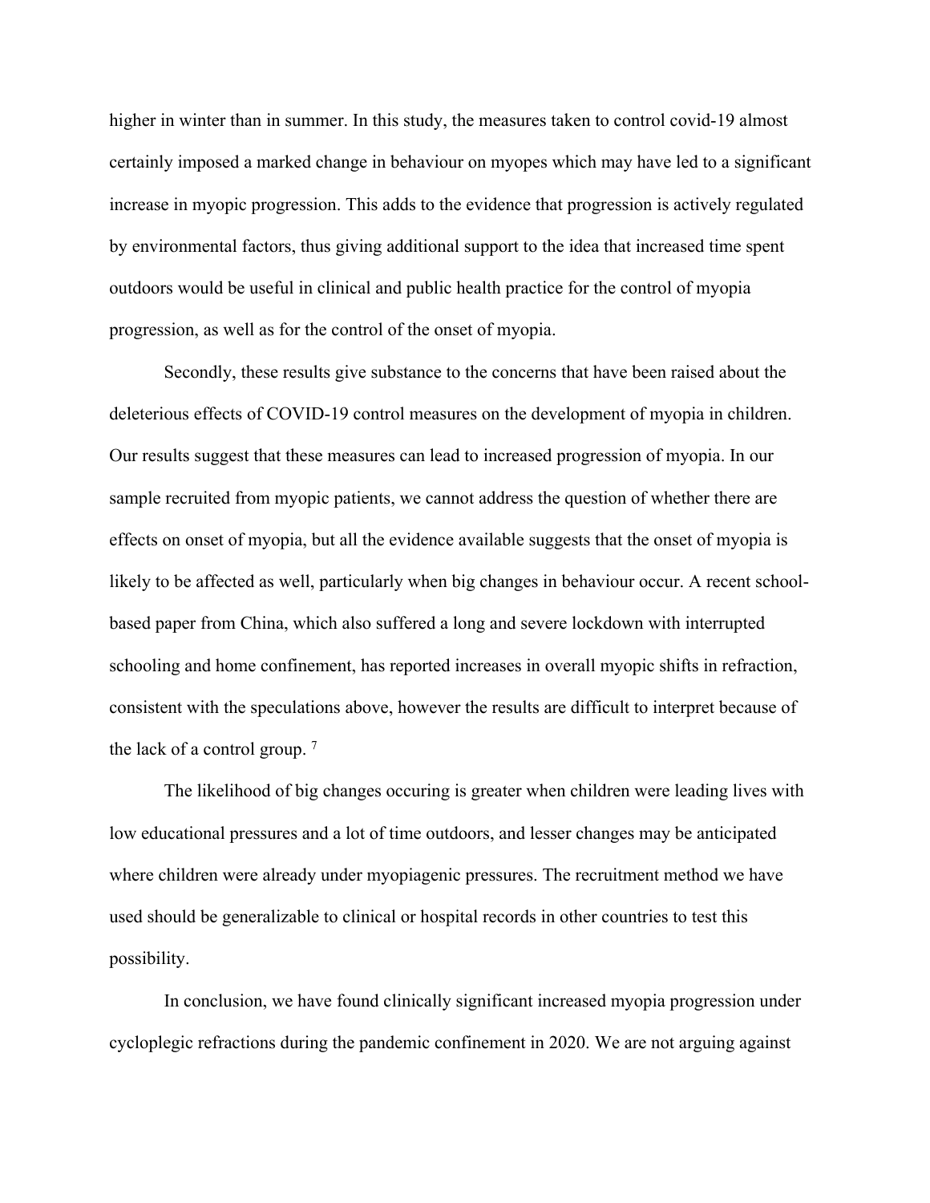higher in winter than in summer. In this study, the measures taken to control covid-19 almost certainly imposed a marked change in behaviour on myopes which may have led to a significant increase in myopic progression. This adds to the evidence that progression is actively regulated by environmental factors, thus giving additional support to the idea that increased time spent outdoors would be useful in clinical and public health practice for the control of myopia progression, as well as for the control of the onset of myopia.

Secondly, these results give substance to the concerns that have been raised about the deleterious effects of COVID-19 control measures on the development of myopia in children. Our results suggest that these measures can lead to increased progression of myopia. In our sample recruited from myopic patients, we cannot address the question of whether there are effects on onset of myopia, but all the evidence available suggests that the onset of myopia is likely to be affected as well, particularly when big changes in behaviour occur. A recent school-based paper from China, which also suffered a long and severe lockdown with interrupted schooling and home confinement, has reported increases in overall myopic shifts in refraction, consistent with the speculations above, however the results are difficult to interpret because of the lack of a control group. [7]

The likelihood of big changes occuring is greater when children were leading lives with low educational pressures and a lot of time outdoors, and lesser changes may be anticipated where children were already under myopiagenic pressures. The recruitment method we have used should be generalizable to clinical or hospital records in other countries to test this possibility.

In conclusion, we have found clinically significant increased myopia progression under cycloplegic refractions during the pandemic confinement in 2020. We are not arguing against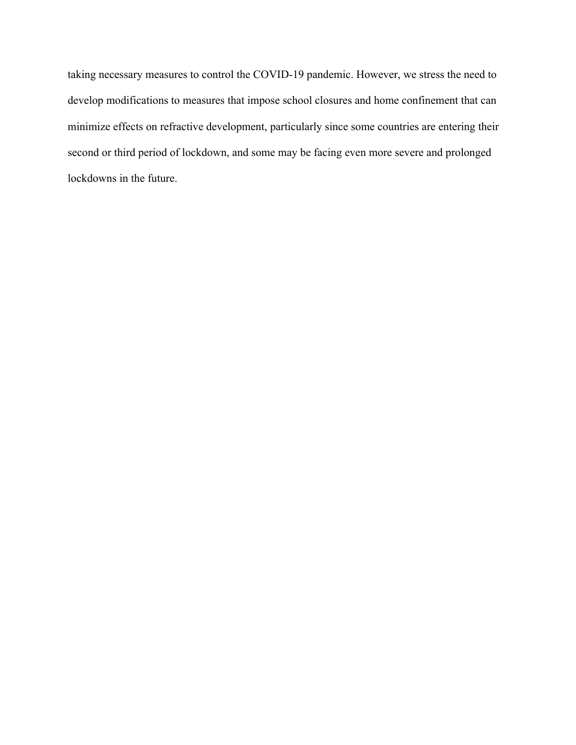taking necessary measures to control the COVID-19 pandemic. However, we stress the need to develop modifications to measures that impose school closures and home confinement that can minimize effects on refractive development, particularly since some countries are entering their second or third period of lockdown, and some may be facing even more severe and prolonged lockdowns in the future.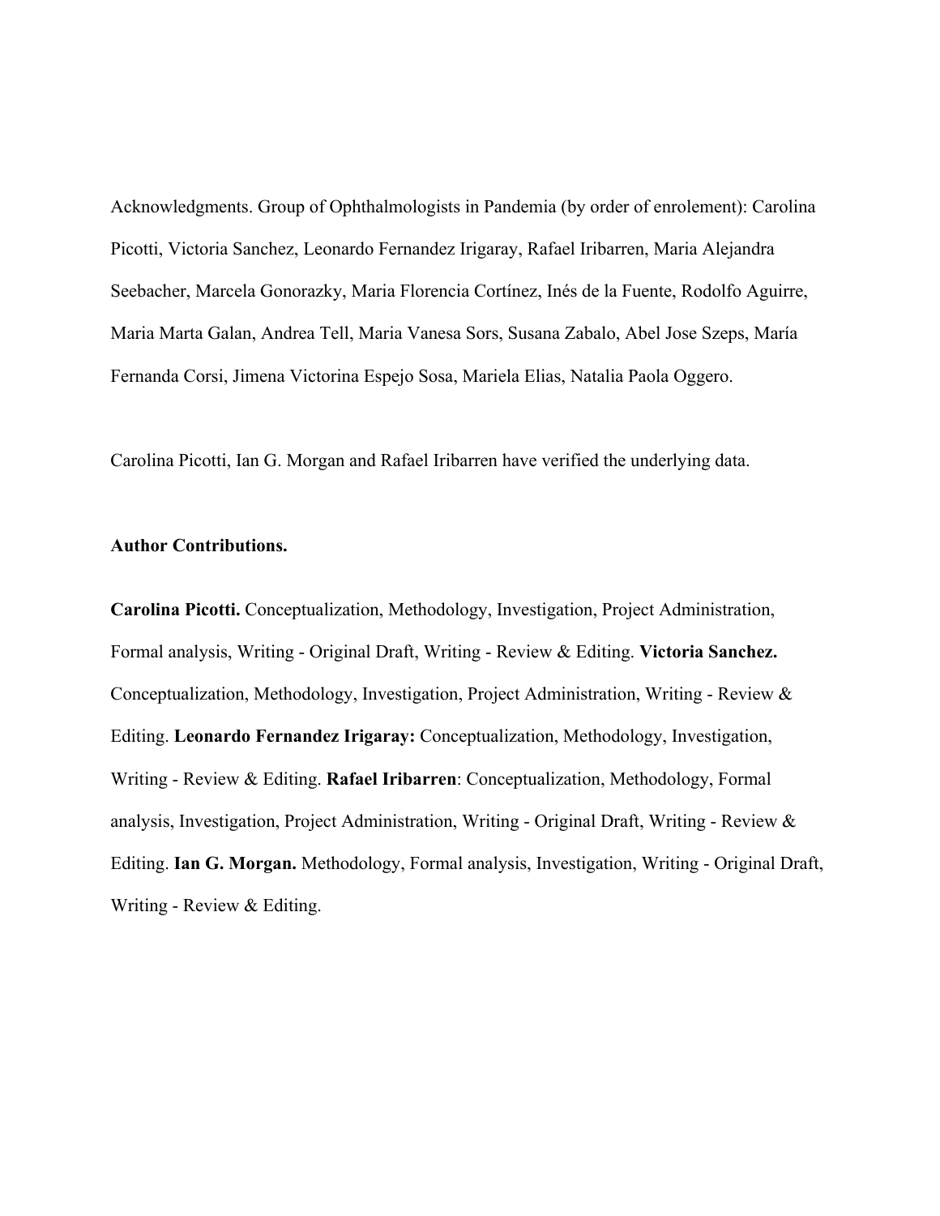Acknowledgments. Group of Ophthalmologists in Pandemia (by order of enrolement): Carolina Picotti, Victoria Sanchez, Leonardo Fernandez Irigaray, Rafael Iribarren, Maria Alejandra Seebacher, Marcela Gonorazky, Maria Florencia Cortínez, Inés de la Fuente, Rodolfo Aguirre, Maria Marta Galan, Andrea Tell, Maria Vanesa Sors, Susana Zabalo, Abel Jose Szeps, María Fernanda Corsi, Jimena Victorina Espejo Sosa, Mariela Elias, Natalia Paola Oggero.

Carolina Picotti, Ian G. Morgan and Rafael Iribarren have verified the underlying data.

**Author Contributions.**

**Carolina Picotti.** Conceptualization, Methodology, Investigation, Project Administration, Formal analysis, Writing - Original Draft, Writing - Review & Editing. **Victoria Sanchez.** Conceptualization, Methodology, Investigation, Project Administration, Writing - Review & Editing. **Leonardo Fernandez Irigaray:** Conceptualization, Methodology, Investigation, Writing - Review & Editing. **Rafael Iribarren**: Conceptualization, Methodology, Formal analysis, Investigation, Project Administration, Writing - Original Draft, Writing - Review & Editing. **Ian G. Morgan.** Methodology, Formal analysis, Investigation, Writing - Original Draft, Writing - Review & Editing.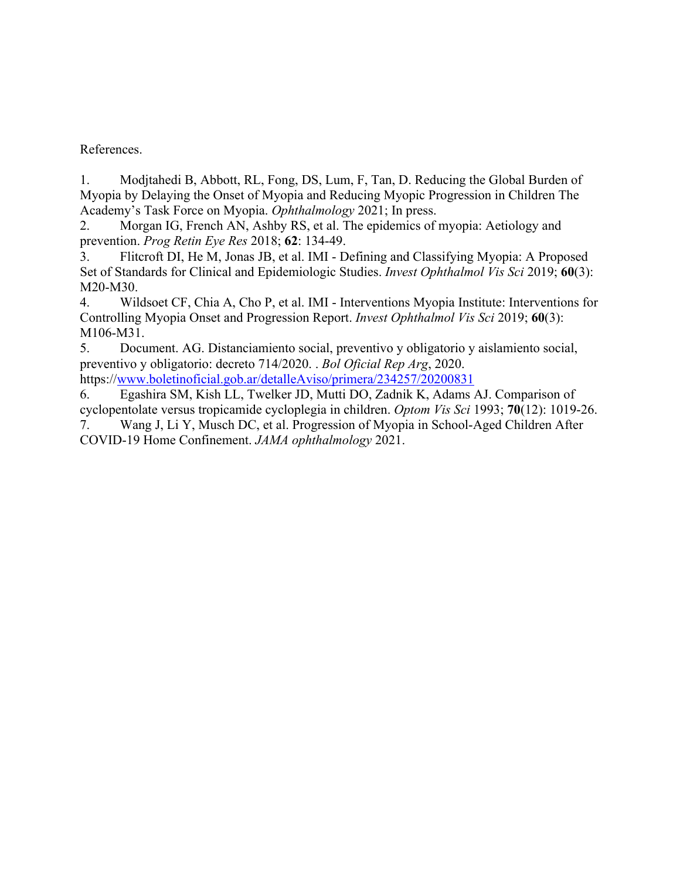References.

1. Modjtahedi B, Abbott, RL, Fong, DS, Lum, F, Tan, D. Reducing the Global Burden of Myopia by Delaying the Onset of Myopia and Reducing Myopic Progression in Children The Academy's Task Force on Myopia. *Ophthalmology* 2021; In press.
2. Morgan IG, French AN, Ashby RS, et al. The epidemics of myopia: Aetiology and prevention. *Prog Retin Eye Res* 2018; **62**: 134-49.
3. Flitcroft DI, He M, Jonas JB, et al. IMI - Defining and Classifying Myopia: A Proposed Set of Standards for Clinical and Epidemiologic Studies. *Invest Ophthalmol Vis Sci* 2019; **60**(3): M20-M30.
4. Wildsoet CF, Chia A, Cho P, et al. IMI - Interventions Myopia Institute: Interventions for Controlling Myopia Onset and Progression Report. *Invest Ophthalmol Vis Sci* 2019; **60**(3): M106-M31.
5. Document. AG. Distanciamiento social, preventivo y obligatorio y aislamiento social, preventivo y obligatorio: decreto 714/2020. . *Bol Oficial Rep Arg*, 2020. https://www.boletinoficial.gob.ar/detalleAviso/primera/234257/20200831
6. Egashira SM, Kish LL, Twelker JD, Mutti DO, Zadnik K, Adams AJ. Comparison of cyclopentolate versus tropicamide cycloplegia in children. *Optom Vis Sci* 1993; **70**(12): 1019-26.
7. Wang J, Li Y, Musch DC, et al. Progression of Myopia in School-Aged Children After COVID-19 Home Confinement. *JAMA ophthalmology* 2021.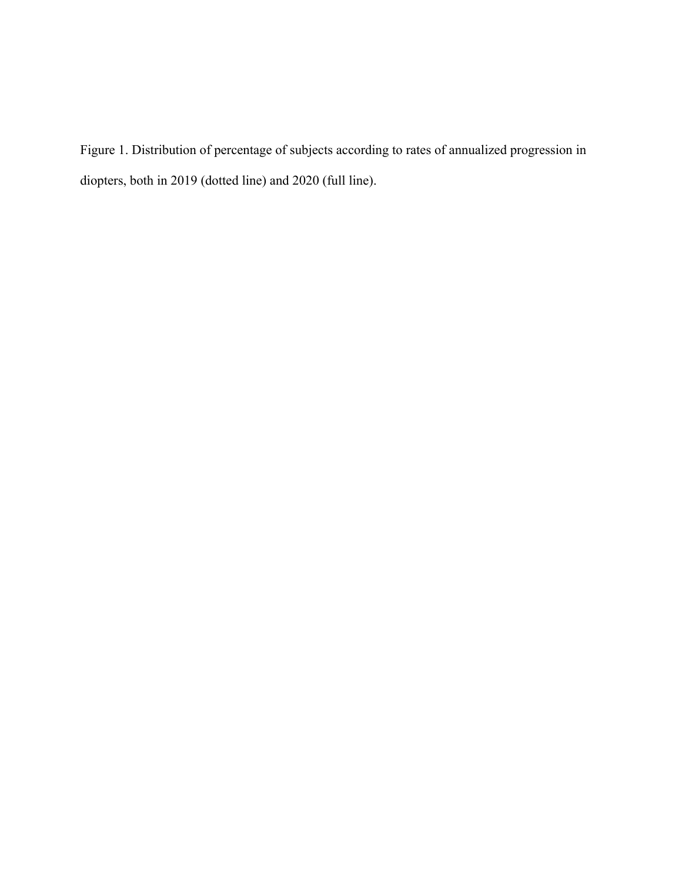Figure 1. Distribution of percentage of subjects according to rates of annualized progression in diopters, both in 2019 (dotted line) and 2020 (full line).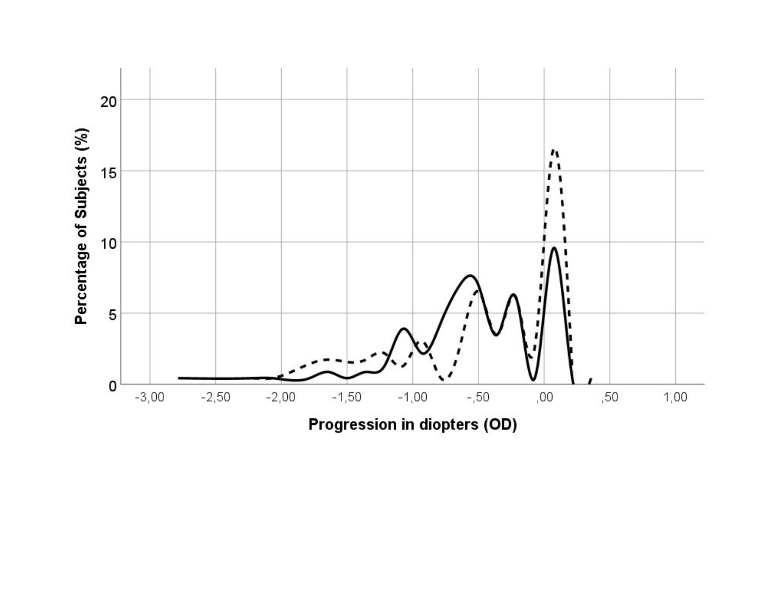20

15

10

5

0

Percentage of Subjects (%)

-3,00

-2,50

-2,00

-1,50

-1,00

-,50

,00

,50

1,00

Progression in diopters (OD)